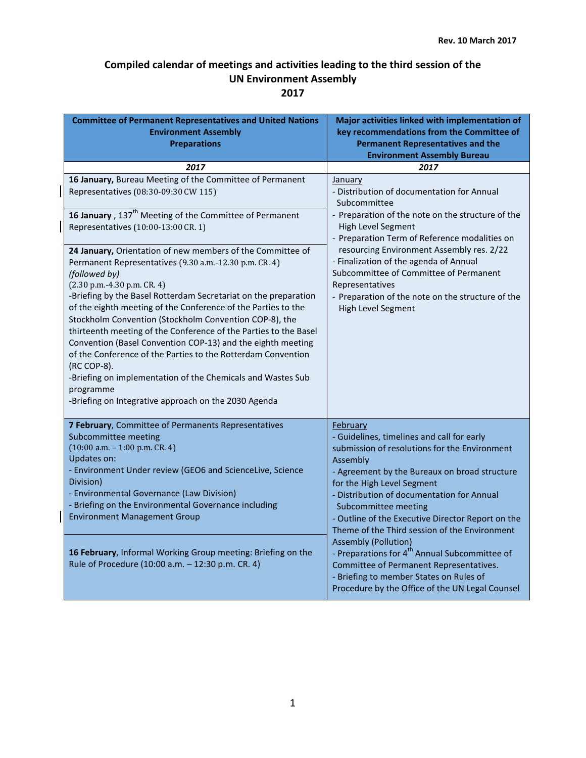Rev. 10 March 2017

# Compiled calendar of meetings and activities leading to the third session of the UN Environment Assembly 2017

| Committee of Permanent Representatives and United Nations Environment Assembly Preparations | Major activities linked with implementation of key recommendations from the Committee of Permanent Representatives and the Environment Assembly Bureau |
|---|---|
| ***2017*** | ***2017*** |
| **16 January,** Bureau Meeting of the Committee of Permanent Representatives (08:30-09:30 CW 115)<br><br>**16 January** , 137th Meeting of the Committee of Permanent Representatives (10:00-13:00 CR. 1)<br><br>**24 January,** Orientation of new members of the Committee of Permanent Representatives (9.30 a.m.-12.30 p.m. CR. 4) *(followed by)* (2.30 p.m.-4.30 p.m. CR. 4)<br>-Briefing by the Basel Rotterdam Secretariat on the preparation of the eighth meeting of the Conference of the Parties to the Stockholm Convention (Stockholm Convention COP-8), the thirteenth meeting of the Conference of the Parties to the Basel Convention (Basel Convention COP-13) and the eighth meeting of the Conference of the Parties to the Rotterdam Convention (RC COP-8).<br>-Briefing on implementation of the Chemicals and Wastes Sub programme<br>-Briefing on Integrative approach on the 2030 Agenda | January<br>- Distribution of documentation for Annual Subcommittee<br>- Preparation of the note on the structure of the High Level Segment<br>- Preparation Term of Reference modalities on resourcing Environment Assembly res. 2/22<br>- Finalization of the agenda of Annual Subcommittee of Committee of Permanent Representatives<br>- Preparation of the note on the structure of the High Level Segment |
| **7 February**, Committee of Permanents Representatives Subcommittee meeting (10:00 a.m. – 1:00 p.m. CR. 4)<br>Updates on:<br>- Environment Under review (GEO6 and ScienceLive, Science Division)<br>- Environmental Governance (Law Division)<br>- Briefing on the Environmental Governance including Environment Management Group<br><br>**16 February**, Informal Working Group meeting: Briefing on the Rule of Procedure (10:00 a.m. – 12:30 p.m. CR. 4) | February<br>- Guidelines, timelines and call for early submission of resolutions for the Environment Assembly<br>- Agreement by the Bureaux on broad structure for the High Level Segment<br>- Distribution of documentation for Annual Subcommittee meeting<br>- Outline of the Executive Director Report on the Theme of the Third session of the Environment Assembly (Pollution)<br>- Preparations for 4th Annual Subcommittee of Committee of Permanent Representatives.<br>- Briefing to member States on Rules of Procedure by the Office of the UN Legal Counsel |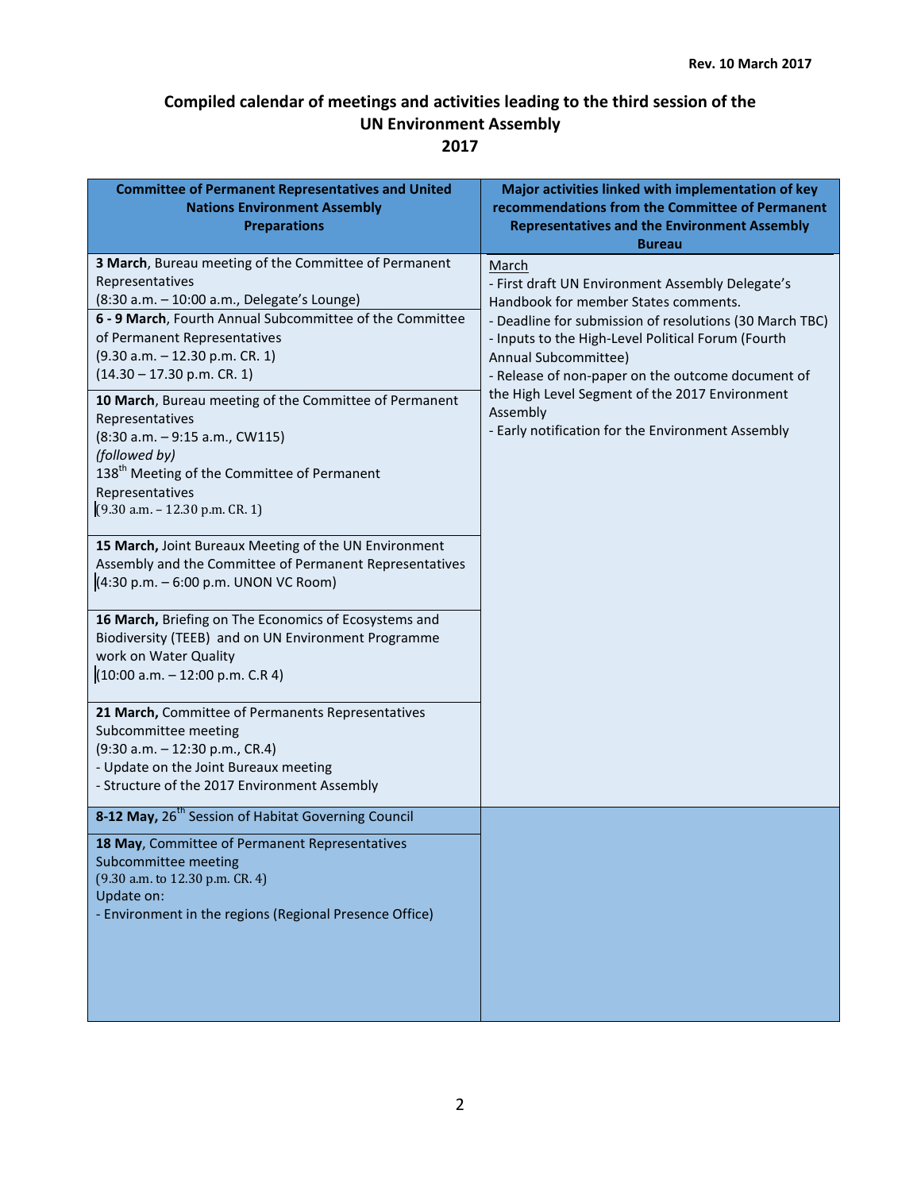Rev. 10 March 2017

# Compiled calendar of meetings and activities leading to the third session of the UN Environment Assembly 2017

| Committee of Permanent Representatives and United Nations Environment Assembly Preparations | Major activities linked with implementation of key recommendations from the Committee of Permanent Representatives and the Environment Assembly Bureau |
|---|---|
| **3 March**, Bureau meeting of the Committee of Permanent Representatives<br>(8:30 a.m. – 10:00 a.m., Delegate's Lounge) | March<br>- First draft UN Environment Assembly Delegate's Handbook for member States comments.<br>- Deadline for submission of resolutions (30 March TBC)<br>- Inputs to the High-Level Political Forum (Fourth Annual Subcommittee)<br>- Release of non-paper on the outcome document of the High Level Segment of the 2017 Environment Assembly<br>- Early notification for the Environment Assembly |
| **6 - 9 March**, Fourth Annual Subcommittee of the Committee of Permanent Representatives<br>(9.30 a.m. – 12.30 p.m. CR. 1)<br>(14.30 – 17.30 p.m. CR. 1) | |
| **10 March**, Bureau meeting of the Committee of Permanent Representatives<br>(8:30 a.m. – 9:15 a.m., CW115)<br>*(followed by)*<br>138th Meeting of the Committee of Permanent Representatives<br>(9.30 a.m. – 12.30 p.m. CR. 1) | |
| **15 March,** Joint Bureaux Meeting of the UN Environment Assembly and the Committee of Permanent Representatives<br>(4:30 p.m. – 6:00 p.m. UNON VC Room) | |
| **16 March,** Briefing on The Economics of Ecosystems and Biodiversity (TEEB) and on UN Environment Programme work on Water Quality<br>(10:00 a.m. – 12:00 p.m. C.R 4) | |
| **21 March,** Committee of Permanents Representatives Subcommittee meeting<br>(9:30 a.m. – 12:30 p.m., CR.4)<br>- Update on the Joint Bureaux meeting<br>- Structure of the 2017 Environment Assembly | |
| **8-12 May,** 26th Session of Habitat Governing Council | |
| **18 May**, Committee of Permanent Representatives Subcommittee meeting<br>(9.30 a.m. to 12.30 p.m. CR. 4)<br>Update on:<br>- Environment in the regions (Regional Presence Office) | |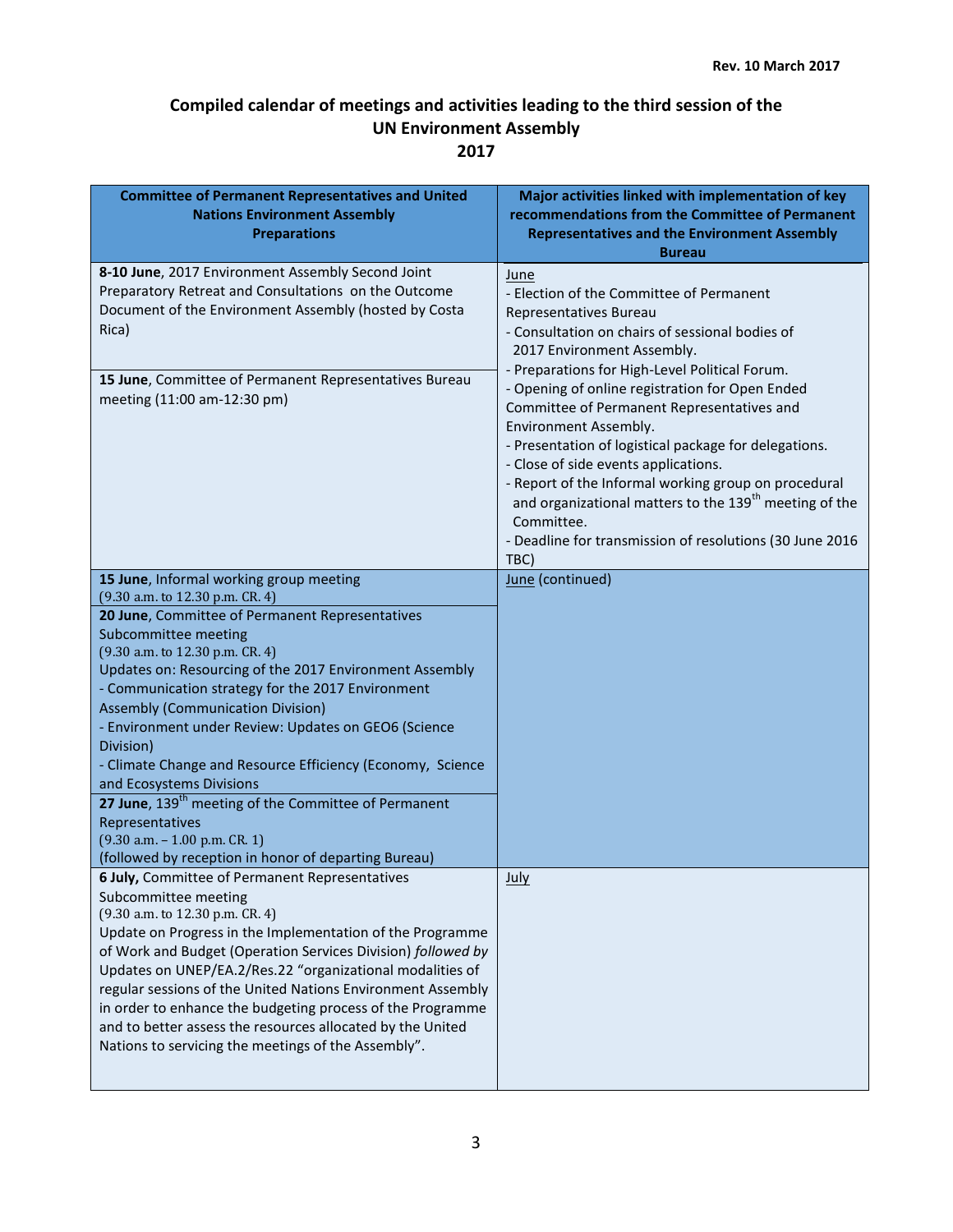Rev. 10 March 2017

## Compiled calendar of meetings and activities leading to the third session of the UN Environment Assembly 2017

| Committee of Permanent Representatives and United Nations Environment Assembly Preparations | Major activities linked with implementation of key recommendations from the Committee of Permanent Representatives and the Environment Assembly Bureau |
|---|---|
| **8-10 June**, 2017 Environment Assembly Second Joint Preparatory Retreat and Consultations on the Outcome Document of the Environment Assembly (hosted by Costa Rica)<br><br>**15 June**, Committee of Permanent Representatives Bureau meeting (11:00 am-12:30 pm) | June<br>- Election of the Committee of Permanent Representatives Bureau<br>- Consultation on chairs of sessional bodies of 2017 Environment Assembly.<br>- Preparations for High-Level Political Forum.<br>- Opening of online registration for Open Ended Committee of Permanent Representatives and Environment Assembly.<br>- Presentation of logistical package for delegations.<br>- Close of side events applications.<br>- Report of the Informal working group on procedural and organizational matters to the 139th meeting of the Committee.<br>- Deadline for transmission of resolutions (30 June 2016 TBC) |
| **15 June**, Informal working group meeting<br>(9.30 a.m. to 12.30 p.m. CR. 4)<br><br>**20 June**, Committee of Permanent Representatives Subcommittee meeting<br>(9.30 a.m. to 12.30 p.m. CR. 4)<br>Updates on: Resourcing of the 2017 Environment Assembly<br>- Communication strategy for the 2017 Environment Assembly (Communication Division)<br>- Environment under Review: Updates on GEO6 (Science Division)<br>- Climate Change and Resource Efficiency (Economy, Science and Ecosystems Divisions<br><br>**27 June**, 139th meeting of the Committee of Permanent Representatives<br>(9.30 a.m. – 1.00 p.m. CR. 1)<br>(followed by reception in honor of departing Bureau) | June (continued) |
| **6 July,** Committee of Permanent Representatives Subcommittee meeting<br>(9.30 a.m. to 12.30 p.m. CR. 4)<br>Update on Progress in the Implementation of the Programme of Work and Budget (Operation Services Division) *followed by* Updates on UNEP/EA.2/Res.22 "organizational modalities of regular sessions of the United Nations Environment Assembly in order to enhance the budgeting process of the Programme and to better assess the resources allocated by the United Nations to servicing the meetings of the Assembly". | July |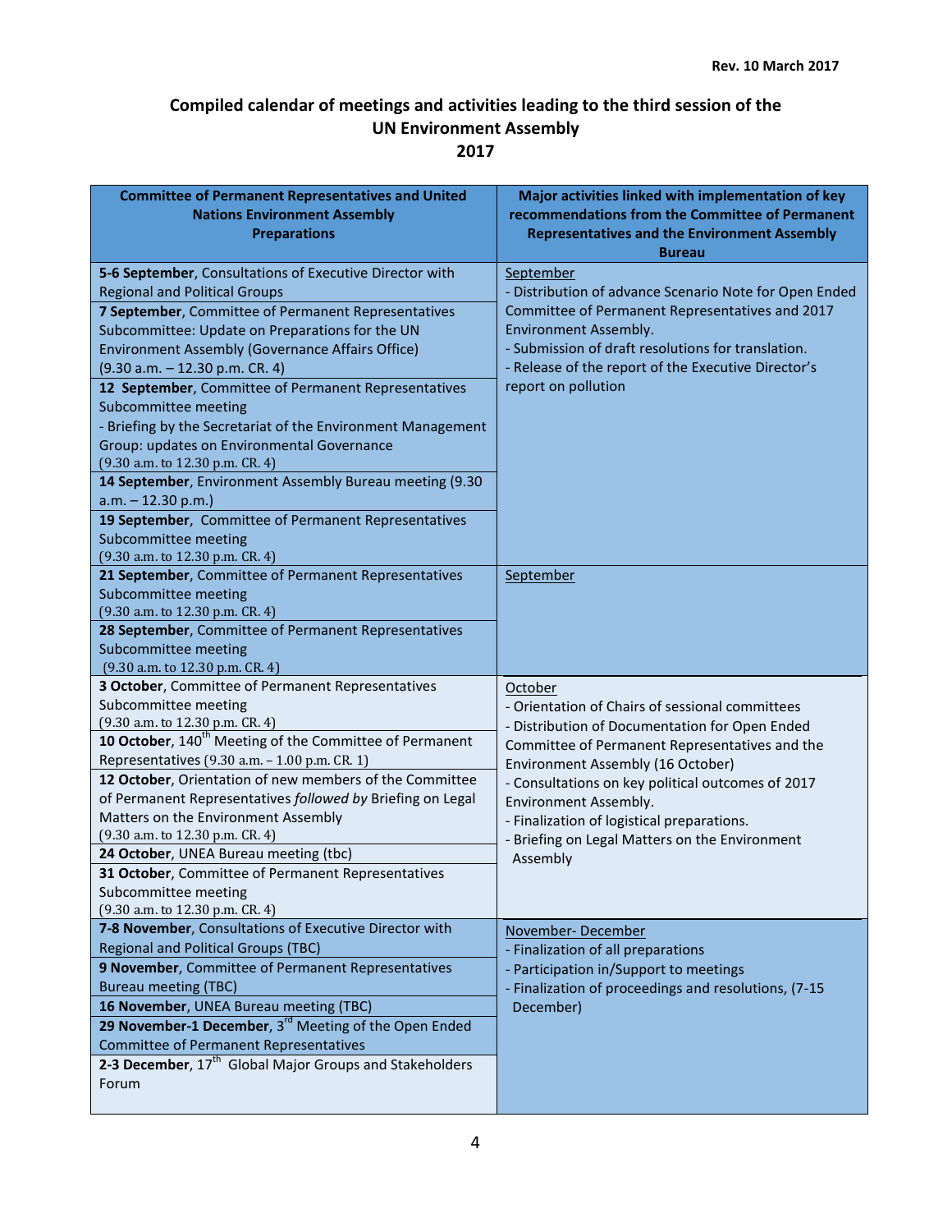Rev. 10 March 2017

# Compiled calendar of meetings and activities leading to the third session of the UN Environment Assembly 2017

| Committee of Permanent Representatives and United Nations Environment Assembly Preparations | Major activities linked with implementation of key recommendations from the Committee of Permanent Representatives and the Environment Assembly Bureau |
|---|---|
| **5-6 September**, Consultations of Executive Director with Regional and Political Groups<br>**7 September**, Committee of Permanent Representatives Subcommittee: Update on Preparations for the UN Environment Assembly (Governance Affairs Office) (9.30 a.m. – 12.30 p.m. CR. 4)<br>**12 September**, Committee of Permanent Representatives Subcommittee meeting<br>- Briefing by the Secretariat of the Environment Management Group: updates on Environmental Governance (9.30 a.m. to 12.30 p.m. CR. 4)<br>**14 September**, Environment Assembly Bureau meeting (9.30 a.m. – 12.30 p.m.)<br>**19 September**, Committee of Permanent Representatives Subcommittee meeting (9.30 a.m. to 12.30 p.m. CR. 4) | September<br>- Distribution of advance Scenario Note for Open Ended Committee of Permanent Representatives and 2017 Environment Assembly.<br>- Submission of draft resolutions for translation.<br>- Release of the report of the Executive Director's report on pollution |
| **21 September**, Committee of Permanent Representatives Subcommittee meeting (9.30 a.m. to 12.30 p.m. CR. 4)<br>**28 September**, Committee of Permanent Representatives Subcommittee meeting (9.30 a.m. to 12.30 p.m. CR. 4) | September |
| **3 October**, Committee of Permanent Representatives Subcommittee meeting (9.30 a.m. to 12.30 p.m. CR. 4)<br>**10 October**, 140th Meeting of the Committee of Permanent Representatives (9.30 a.m. – 1.00 p.m. CR. 1)<br>**12 October**, Orientation of new members of the Committee of Permanent Representatives *followed by* Briefing on Legal Matters on the Environment Assembly (9.30 a.m. to 12.30 p.m. CR. 4)<br>**24 October**, UNEA Bureau meeting (tbc)<br>**31 October**, Committee of Permanent Representatives Subcommittee meeting (9.30 a.m. to 12.30 p.m. CR. 4) | October<br>- Orientation of Chairs of sessional committees<br>- Distribution of Documentation for Open Ended Committee of Permanent Representatives and the Environment Assembly (16 October)<br>- Consultations on key political outcomes of 2017 Environment Assembly.<br>- Finalization of logistical preparations.<br>- Briefing on Legal Matters on the Environment Assembly |
| **7-8 November**, Consultations of Executive Director with Regional and Political Groups (TBC)<br>**9 November**, Committee of Permanent Representatives Bureau meeting (TBC)<br>**16 November**, UNEA Bureau meeting (TBC)<br>**29 November-1 December**, 3rd Meeting of the Open Ended Committee of Permanent Representatives<br>**2-3 December**, 17th Global Major Groups and Stakeholders Forum | November- December<br>- Finalization of all preparations<br>- Participation in/Support to meetings<br>- Finalization of proceedings and resolutions, (7-15 December) |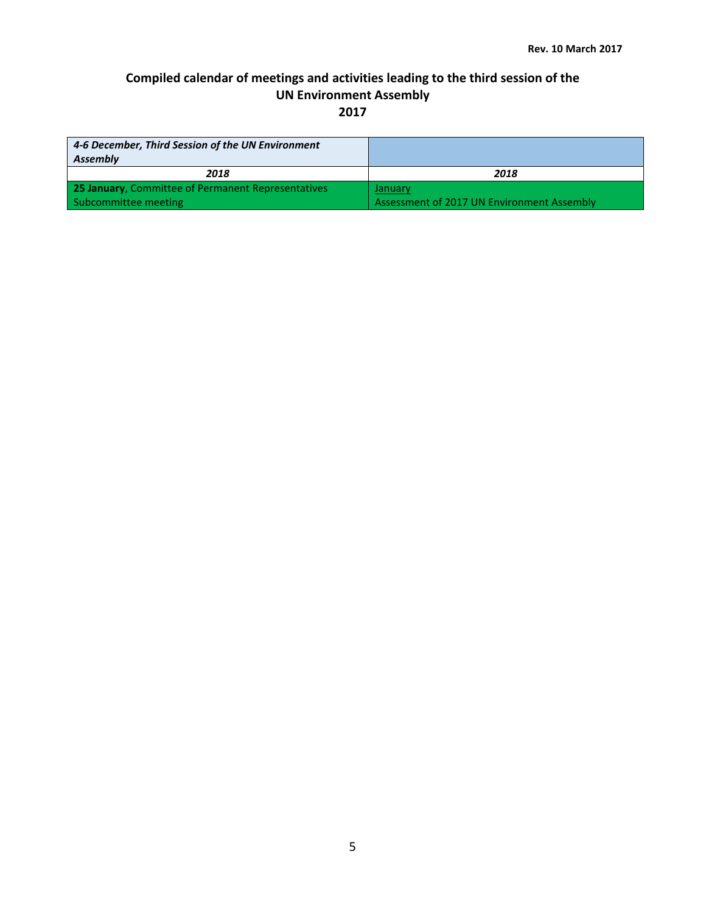Rev. 10 March 2017

# Compiled calendar of meetings and activities leading to the third session of the UN Environment Assembly

## 2017

| | |
|---|---|
| ***4-6 December, Third Session of the UN Environment Assembly*** | |
| ***2018*** | ***2018*** |
| **25 January**, Committee of Permanent Representatives Subcommittee meeting | January<br>Assessment of 2017 UN Environment Assembly |